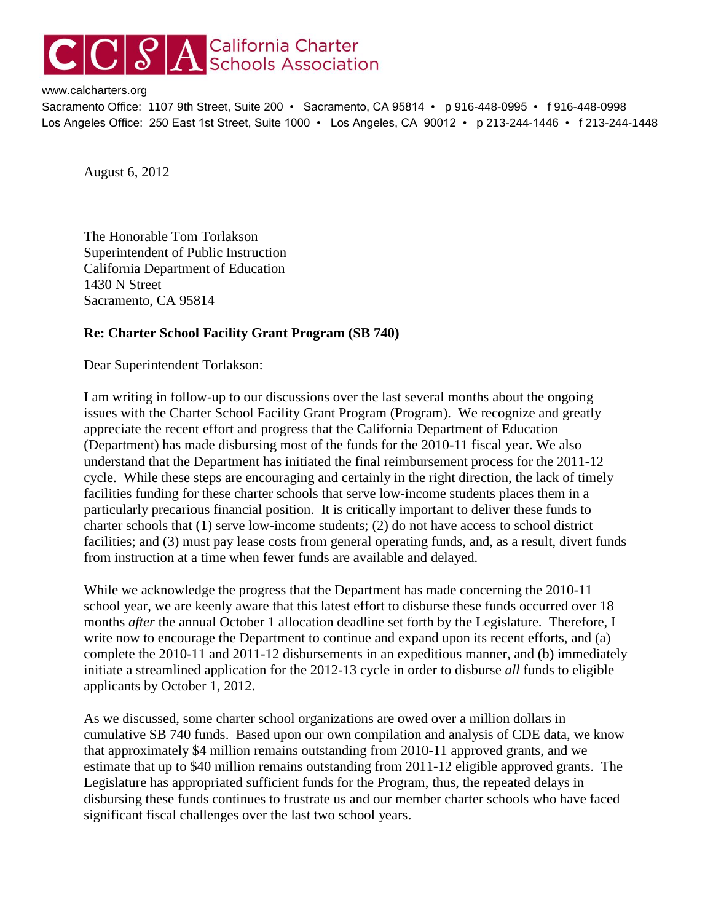# California Charter Schools Association

www.calcharters.org

Sacramento Office: 1107 9th Street, Suite 200 • Sacramento, CA 95814 • p 916-448-0995 • f 916-448-0998

Los Angeles Office: 250 East 1st Street, Suite 1000 • Los Angeles, CA 90012 • p 213-244-1446 • f 213-244-1448

August 6, 2012

The Honorable Tom Torlakson
Superintendent of Public Instruction
California Department of Education
1430 N Street
Sacramento, CA 95814

**Re: Charter School Facility Grant Program (SB 740)**

Dear Superintendent Torlakson:

I am writing in follow-up to our discussions over the last several months about the ongoing issues with the Charter School Facility Grant Program (Program). We recognize and greatly appreciate the recent effort and progress that the California Department of Education (Department) has made disbursing most of the funds for the 2010-11 fiscal year. We also understand that the Department has initiated the final reimbursement process for the 2011-12 cycle. While these steps are encouraging and certainly in the right direction, the lack of timely facilities funding for these charter schools that serve low-income students places them in a particularly precarious financial position. It is critically important to deliver these funds to charter schools that (1) serve low-income students; (2) do not have access to school district facilities; and (3) must pay lease costs from general operating funds, and, as a result, divert funds from instruction at a time when fewer funds are available and delayed.

While we acknowledge the progress that the Department has made concerning the 2010-11 school year, we are keenly aware that this latest effort to disburse these funds occurred over 18 months *after* the annual October 1 allocation deadline set forth by the Legislature. Therefore, I write now to encourage the Department to continue and expand upon its recent efforts, and (a) complete the 2010-11 and 2011-12 disbursements in an expeditious manner, and (b) immediately initiate a streamlined application for the 2012-13 cycle in order to disburse *all* funds to eligible applicants by October 1, 2012.

As we discussed, some charter school organizations are owed over a million dollars in cumulative SB 740 funds. Based upon our own compilation and analysis of CDE data, we know that approximately $4 million remains outstanding from 2010-11 approved grants, and we estimate that up to $40 million remains outstanding from 2011-12 eligible approved grants. The Legislature has appropriated sufficient funds for the Program, thus, the repeated delays in disbursing these funds continues to frustrate us and our member charter schools who have faced significant fiscal challenges over the last two school years.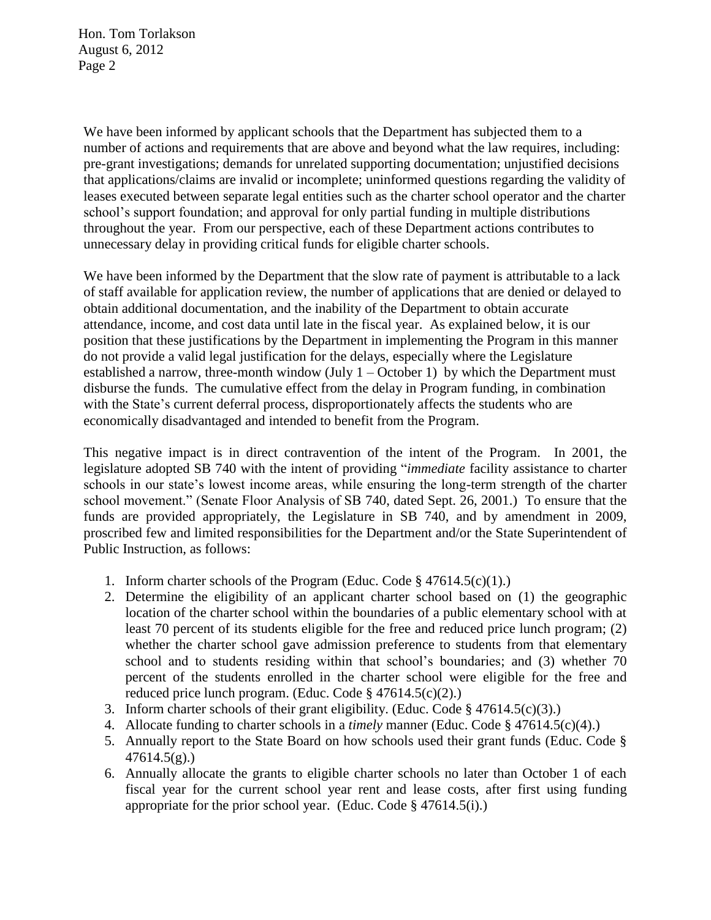We have been informed by applicant schools that the Department has subjected them to a number of actions and requirements that are above and beyond what the law requires, including: pre-grant investigations; demands for unrelated supporting documentation; unjustified decisions that applications/claims are invalid or incomplete; uninformed questions regarding the validity of leases executed between separate legal entities such as the charter school operator and the charter school's support foundation; and approval for only partial funding in multiple distributions throughout the year. From our perspective, each of these Department actions contributes to unnecessary delay in providing critical funds for eligible charter schools.

We have been informed by the Department that the slow rate of payment is attributable to a lack of staff available for application review, the number of applications that are denied or delayed to obtain additional documentation, and the inability of the Department to obtain accurate attendance, income, and cost data until late in the fiscal year. As explained below, it is our position that these justifications by the Department in implementing the Program in this manner do not provide a valid legal justification for the delays, especially where the Legislature established a narrow, three-month window (July 1 – October 1) by which the Department must disburse the funds. The cumulative effect from the delay in Program funding, in combination with the State's current deferral process, disproportionately affects the students who are economically disadvantaged and intended to benefit from the Program.

This negative impact is in direct contravention of the intent of the Program. In 2001, the legislature adopted SB 740 with the intent of providing "*immediate* facility assistance to charter schools in our state's lowest income areas, while ensuring the long-term strength of the charter school movement." (Senate Floor Analysis of SB 740, dated Sept. 26, 2001.) To ensure that the funds are provided appropriately, the Legislature in SB 740, and by amendment in 2009, proscribed few and limited responsibilities for the Department and/or the State Superintendent of Public Instruction, as follows:

1. Inform charter schools of the Program (Educ. Code § 47614.5(c)(1).)
2. Determine the eligibility of an applicant charter school based on (1) the geographic location of the charter school within the boundaries of a public elementary school with at least 70 percent of its students eligible for the free and reduced price lunch program; (2) whether the charter school gave admission preference to students from that elementary school and to students residing within that school's boundaries; and (3) whether 70 percent of the students enrolled in the charter school were eligible for the free and reduced price lunch program. (Educ. Code § 47614.5(c)(2).)
3. Inform charter schools of their grant eligibility. (Educ. Code § 47614.5(c)(3).)
4. Allocate funding to charter schools in a *timely* manner (Educ. Code § 47614.5(c)(4).)
5. Annually report to the State Board on how schools used their grant funds (Educ. Code § 47614.5(g).)
6. Annually allocate the grants to eligible charter schools no later than October 1 of each fiscal year for the current school year rent and lease costs, after first using funding appropriate for the prior school year. (Educ. Code § 47614.5(i).)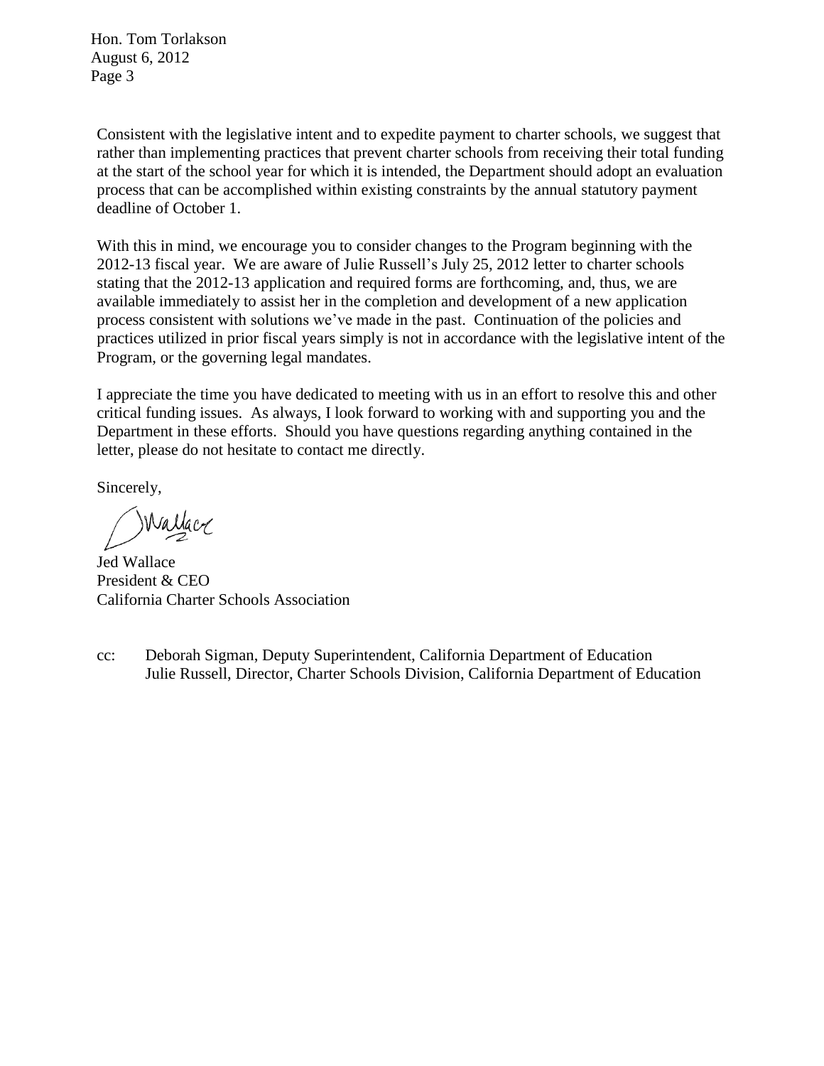Consistent with the legislative intent and to expedite payment to charter schools, we suggest that rather than implementing practices that prevent charter schools from receiving their total funding at the start of the school year for which it is intended, the Department should adopt an evaluation process that can be accomplished within existing constraints by the annual statutory payment deadline of October 1.

With this in mind, we encourage you to consider changes to the Program beginning with the 2012-13 fiscal year. We are aware of Julie Russell's July 25, 2012 letter to charter schools stating that the 2012-13 application and required forms are forthcoming, and, thus, we are available immediately to assist her in the completion and development of a new application process consistent with solutions we've made in the past. Continuation of the policies and practices utilized in prior fiscal years simply is not in accordance with the legislative intent of the Program, or the governing legal mandates.

I appreciate the time you have dedicated to meeting with us in an effort to resolve this and other critical funding issues. As always, I look forward to working with and supporting you and the Department in these efforts. Should you have questions regarding anything contained in the letter, please do not hesitate to contact me directly.

Sincerely,

Jed Wallace
President & CEO
California Charter Schools Association

cc: Deborah Sigman, Deputy Superintendent, California Department of Education
Julie Russell, Director, Charter Schools Division, California Department of Education